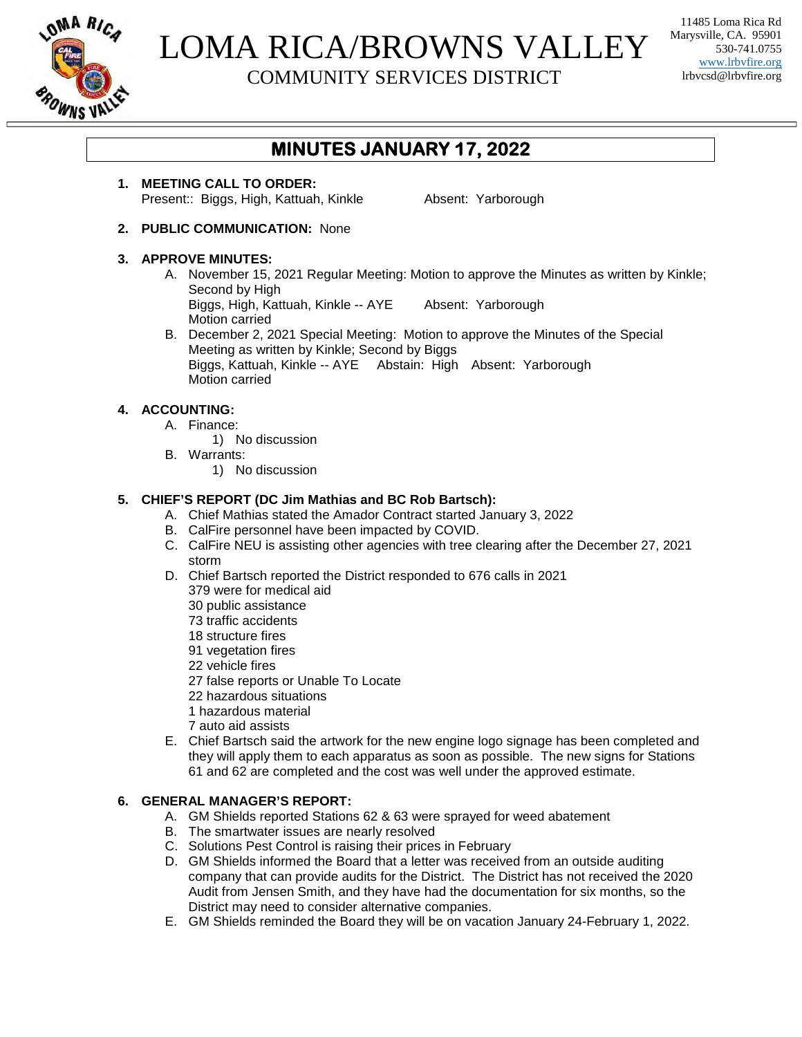# LOMA RICA/BROWNS VALLEY
## COMMUNITY SERVICES DISTRICT

11485 Loma Rica Rd
Marysville, CA. 95901
530-741.0755
www.lrbvfire.org
lrbvcsd@lrbvfire.org

## MINUTES JANUARY 17, 2022

1. **MEETING CALL TO ORDER:**
   Present:: Biggs, High, Kattuah, Kinkle Absent: Yarborough

2. **PUBLIC COMMUNICATION:** None

3. **APPROVE MINUTES:**
   A. November 15, 2021 Regular Meeting: Motion to approve the Minutes as written by Kinkle; Second by High
      Biggs, High, Kattuah, Kinkle -- AYE Absent: Yarborough
      Motion carried
   B. December 2, 2021 Special Meeting: Motion to approve the Minutes of the Special Meeting as written by Kinkle; Second by Biggs
      Biggs, Kattuah, Kinkle -- AYE Abstain: High Absent: Yarborough
      Motion carried

4. **ACCOUNTING:**
   A. Finance:
      1) No discussion
   B. Warrants:
      1) No discussion

5. **CHIEF'S REPORT (DC Jim Mathias and BC Rob Bartsch):**
   A. Chief Mathias stated the Amador Contract started January 3, 2022
   B. CalFire personnel have been impacted by COVID.
   C. CalFire NEU is assisting other agencies with tree clearing after the December 27, 2021 storm
   D. Chief Bartsch reported the District responded to 676 calls in 2021
      379 were for medical aid
      30 public assistance
      73 traffic accidents
      18 structure fires
      91 vegetation fires
      22 vehicle fires
      27 false reports or Unable To Locate
      22 hazardous situations
      1 hazardous material
      7 auto aid assists
   E. Chief Bartsch said the artwork for the new engine logo signage has been completed and they will apply them to each apparatus as soon as possible. The new signs for Stations 61 and 62 are completed and the cost was well under the approved estimate.

6. **GENERAL MANAGER'S REPORT:**
   A. GM Shields reported Stations 62 & 63 were sprayed for weed abatement
   B. The smartwater issues are nearly resolved
   C. Solutions Pest Control is raising their prices in February
   D. GM Shields informed the Board that a letter was received from an outside auditing company that can provide audits for the District. The District has not received the 2020 Audit from Jensen Smith, and they have had the documentation for six months, so the District may need to consider alternative companies.
   E. GM Shields reminded the Board they will be on vacation January 24-February 1, 2022.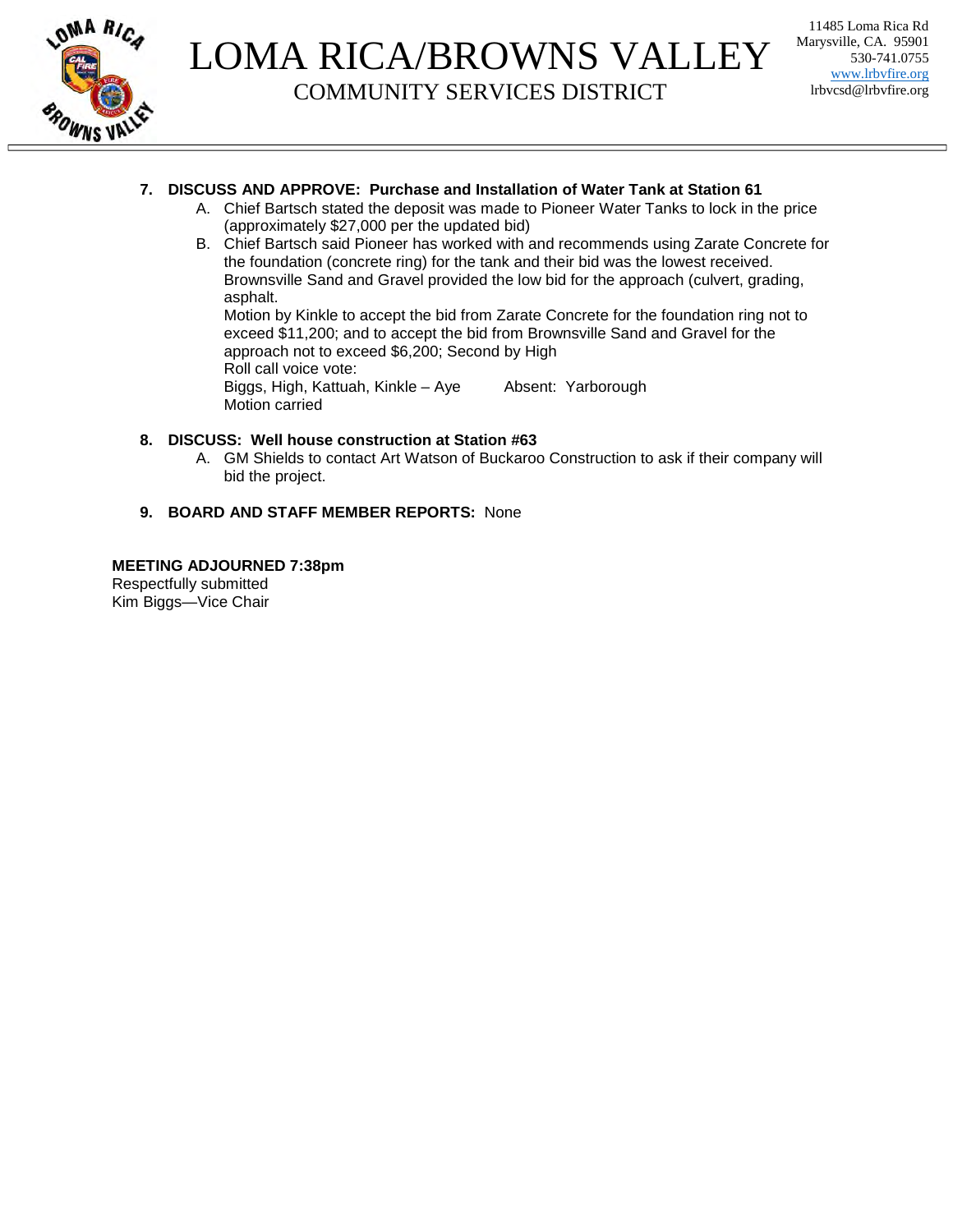# LOMA RICA/BROWNS VALLEY

## COMMUNITY SERVICES DISTRICT

11485 Loma Rica Rd
Marysville, CA. 95901
530-741.0755
www.lrbvfire.org
lrbvcsd@lrbvfire.org

7. **DISCUSS AND APPROVE: Purchase and Installation of Water Tank at Station 61**
   A. Chief Bartsch stated the deposit was made to Pioneer Water Tanks to lock in the price (approximately $27,000 per the updated bid)
   B. Chief Bartsch said Pioneer has worked with and recommends using Zarate Concrete for the foundation (concrete ring) for the tank and their bid was the lowest received. Brownsville Sand and Gravel provided the low bid for the approach (culvert, grading, asphalt.
      Motion by Kinkle to accept the bid from Zarate Concrete for the foundation ring not to exceed $11,200; and to accept the bid from Brownsville Sand and Gravel for the approach not to exceed $6,200; Second by High
      Roll call voice vote:
      Biggs, High, Kattuah, Kinkle – Aye     Absent: Yarborough
      Motion carried

8. **DISCUSS: Well house construction at Station #63**
   A. GM Shields to contact Art Watson of Buckaroo Construction to ask if their company will bid the project.

9. **BOARD AND STAFF MEMBER REPORTS:** None

**MEETING ADJOURNED 7:38pm**
Respectfully submitted
Kim Biggs—Vice Chair